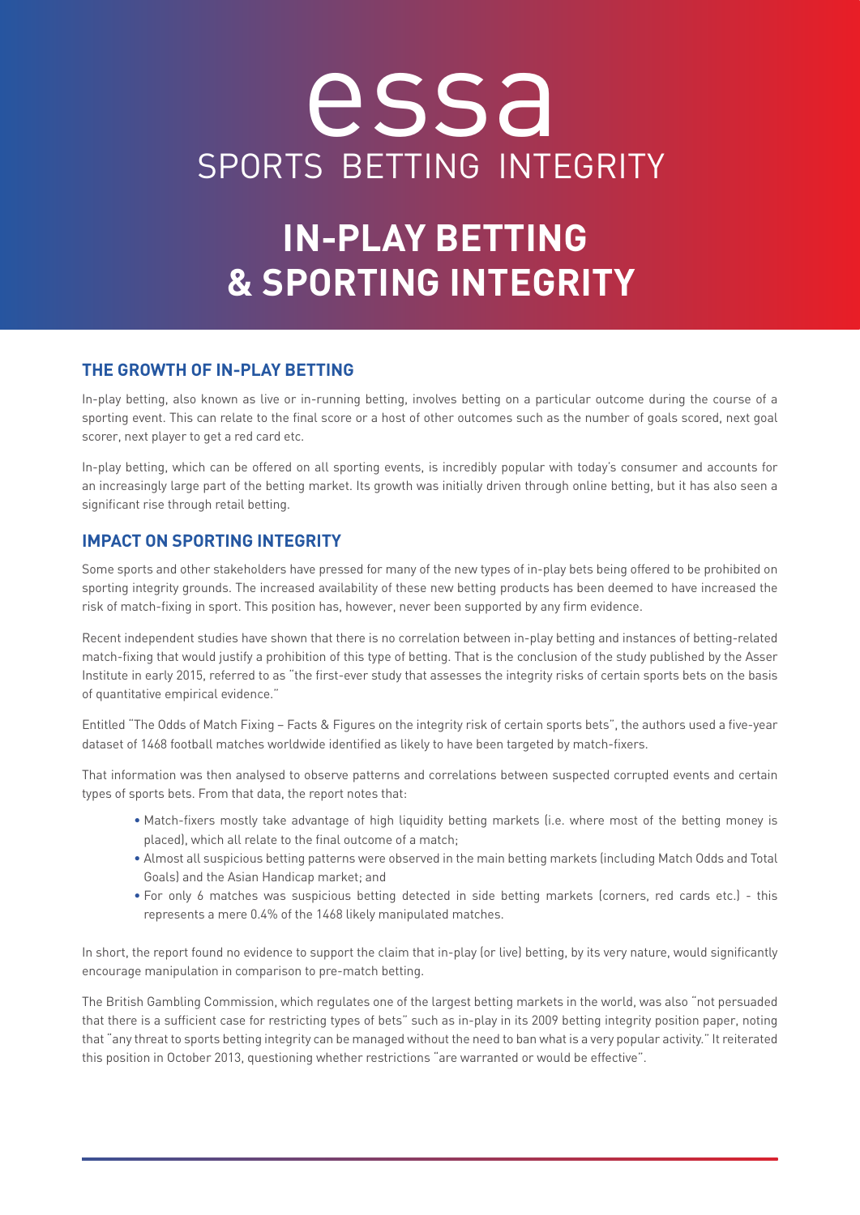essa

SPORTS BETTING INTEGRITY

# IN-PLAY BETTING & SPORTING INTEGRITY

## THE GROWTH OF IN-PLAY BETTING

In-play betting, also known as live or in-running betting, involves betting on a particular outcome during the course of a sporting event. This can relate to the final score or a host of other outcomes such as the number of goals scored, next goal scorer, next player to get a red card etc.

In-play betting, which can be offered on all sporting events, is incredibly popular with today's consumer and accounts for an increasingly large part of the betting market. Its growth was initially driven through online betting, but it has also seen a significant rise through retail betting.

## IMPACT ON SPORTING INTEGRITY

Some sports and other stakeholders have pressed for many of the new types of in-play bets being offered to be prohibited on sporting integrity grounds. The increased availability of these new betting products has been deemed to have increased the risk of match-fixing in sport. This position has, however, never been supported by any firm evidence.

Recent independent studies have shown that there is no correlation between in-play betting and instances of betting-related match-fixing that would justify a prohibition of this type of betting. That is the conclusion of the study published by the Asser Institute in early 2015, referred to as "the first-ever study that assesses the integrity risks of certain sports bets on the basis of quantitative empirical evidence."

Entitled "The Odds of Match Fixing – Facts & Figures on the integrity risk of certain sports bets", the authors used a five-year dataset of 1468 football matches worldwide identified as likely to have been targeted by match-fixers.

That information was then analysed to observe patterns and correlations between suspected corrupted events and certain types of sports bets. From that data, the report notes that:

- Match-fixers mostly take advantage of high liquidity betting markets (i.e. where most of the betting money is placed), which all relate to the final outcome of a match;
- Almost all suspicious betting patterns were observed in the main betting markets (including Match Odds and Total Goals) and the Asian Handicap market; and
- For only 6 matches was suspicious betting detected in side betting markets (corners, red cards etc.) - this represents a mere 0.4% of the 1468 likely manipulated matches.

In short, the report found no evidence to support the claim that in-play (or live) betting, by its very nature, would significantly encourage manipulation in comparison to pre-match betting.

The British Gambling Commission, which regulates one of the largest betting markets in the world, was also "not persuaded that there is a sufficient case for restricting types of bets" such as in-play in its 2009 betting integrity position paper, noting that "any threat to sports betting integrity can be managed without the need to ban what is a very popular activity." It reiterated this position in October 2013, questioning whether restrictions "are warranted or would be effective".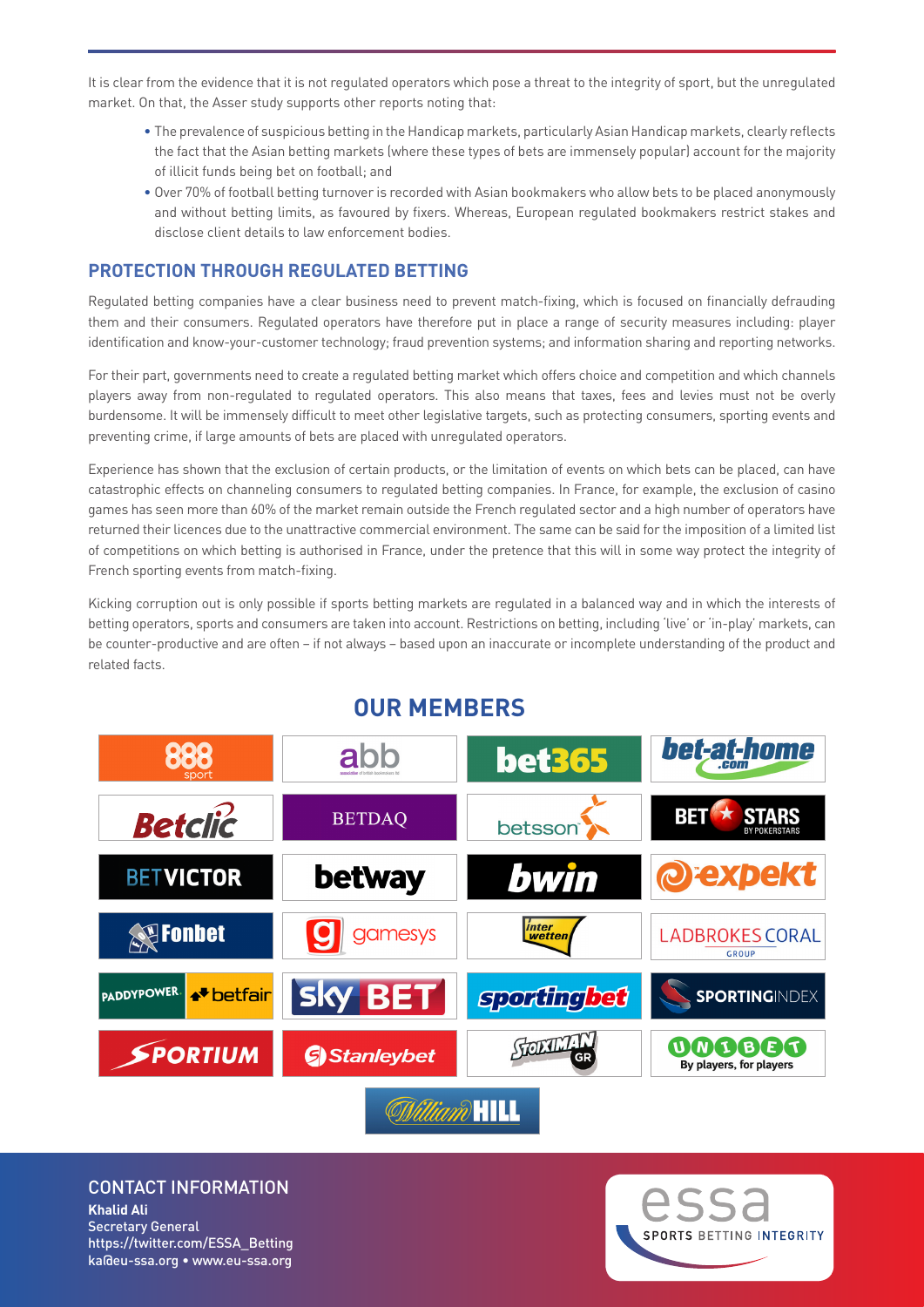It is clear from the evidence that it is not regulated operators which pose a threat to the integrity of sport, but the unregulated market. On that, the Asser study supports other reports noting that:

- The prevalence of suspicious betting in the Handicap markets, particularly Asian Handicap markets, clearly reflects the fact that the Asian betting markets (where these types of bets are immensely popular) account for the majority of illicit funds being bet on football; and
- Over 70% of football betting turnover is recorded with Asian bookmakers who allow bets to be placed anonymously and without betting limits, as favoured by fixers. Whereas, European regulated bookmakers restrict stakes and disclose client details to law enforcement bodies.

## PROTECTION THROUGH REGULATED BETTING

Regulated betting companies have a clear business need to prevent match-fixing, which is focused on financially defrauding them and their consumers. Regulated operators have therefore put in place a range of security measures including: player identification and know-your-customer technology; fraud prevention systems; and information sharing and reporting networks.

For their part, governments need to create a regulated betting market which offers choice and competition and which channels players away from non-regulated to regulated operators. This also means that taxes, fees and levies must not be overly burdensome. It will be immensely difficult to meet other legislative targets, such as protecting consumers, sporting events and preventing crime, if large amounts of bets are placed with unregulated operators.

Experience has shown that the exclusion of certain products, or the limitation of events on which bets can be placed, can have catastrophic effects on channeling consumers to regulated betting companies. In France, for example, the exclusion of casino games has seen more than 60% of the market remain outside the French regulated sector and a high number of operators have returned their licences due to the unattractive commercial environment. The same can be said for the imposition of a limited list of competitions on which betting is authorised in France, under the pretence that this will in some way protect the integrity of French sporting events from match-fixing.

Kicking corruption out is only possible if sports betting markets are regulated in a balanced way and in which the interests of betting operators, sports and consumers are taken into account. Restrictions on betting, including 'live' or 'in-play' markets, can be counter-productive and are often – if not always – based upon an inaccurate or incomplete understanding of the product and related facts.

## OUR MEMBERS

888 sport
abb
bet365
bet-at-home.com
Betclic
BETDAQ
betsson
BET STARS BY POKERSTARS
BETVICTOR
betway
bwin
expekt
Fonbet
gamesys
Interwetten
LADBROKES CORAL GROUP
PADDYPOWER. betfair
Sky BET
sportingbet
SPORTINGINDEX
SPORTIUM
Stanleybet
STOIXIMAN GR
UNIBET By players, for players
William HILL

## CONTACT INFORMATION

**Khalid Ali**
Secretary General
https://twitter.com/ESSA_Betting
ka@eu-ssa.org • www.eu-ssa.org

essa
SPORTS BETTING INTEGRITY